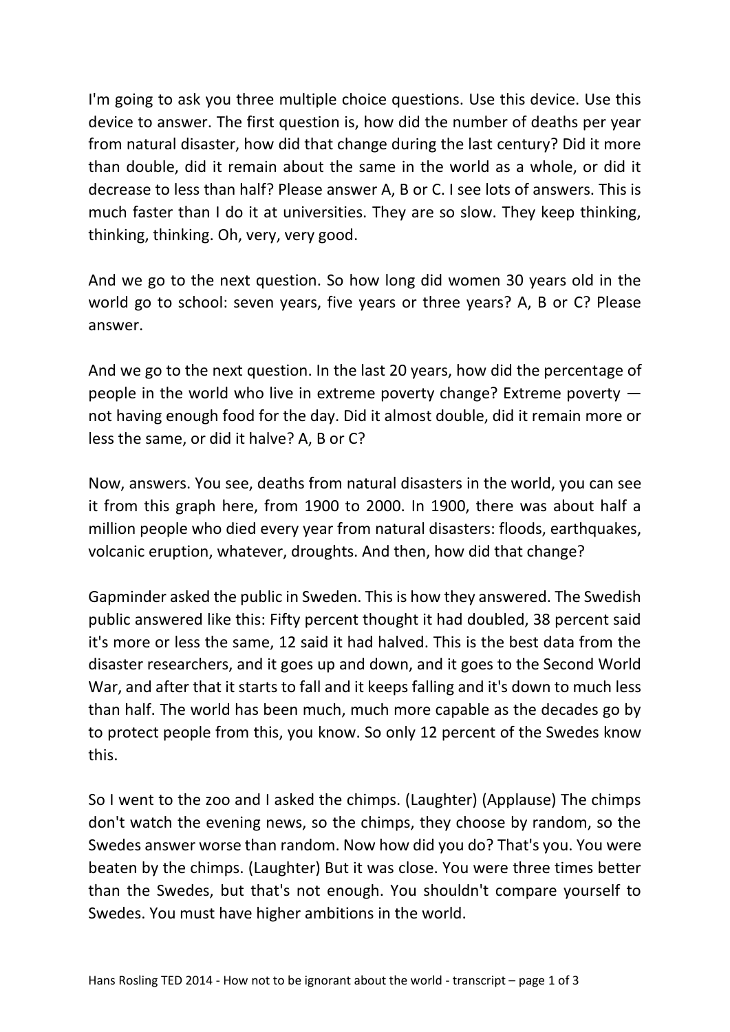I'm going to ask you three multiple choice questions. Use this device. Use this device to answer. The first question is, how did the number of deaths per year from natural disaster, how did that change during the last century? Did it more than double, did it remain about the same in the world as a whole, or did it decrease to less than half? Please answer A, B or C. I see lots of answers. This is much faster than I do it at universities. They are so slow. They keep thinking, thinking, thinking. Oh, very, very good.

And we go to the next question. So how long did women 30 years old in the world go to school: seven years, five years or three years? A, B or C? Please answer.

And we go to the next question. In the last 20 years, how did the percentage of people in the world who live in extreme poverty change? Extreme poverty — not having enough food for the day. Did it almost double, did it remain more or less the same, or did it halve? A, B or C?

Now, answers. You see, deaths from natural disasters in the world, you can see it from this graph here, from 1900 to 2000. In 1900, there was about half a million people who died every year from natural disasters: floods, earthquakes, volcanic eruption, whatever, droughts. And then, how did that change?

Gapminder asked the public in Sweden. This is how they answered. The Swedish public answered like this: Fifty percent thought it had doubled, 38 percent said it's more or less the same, 12 said it had halved. This is the best data from the disaster researchers, and it goes up and down, and it goes to the Second World War, and after that it starts to fall and it keeps falling and it's down to much less than half. The world has been much, much more capable as the decades go by to protect people from this, you know. So only 12 percent of the Swedes know this.

So I went to the zoo and I asked the chimps. (Laughter) (Applause) The chimps don't watch the evening news, so the chimps, they choose by random, so the Swedes answer worse than random. Now how did you do? That's you. You were beaten by the chimps. (Laughter) But it was close. You were three times better than the Swedes, but that's not enough. You shouldn't compare yourself to Swedes. You must have higher ambitions in the world.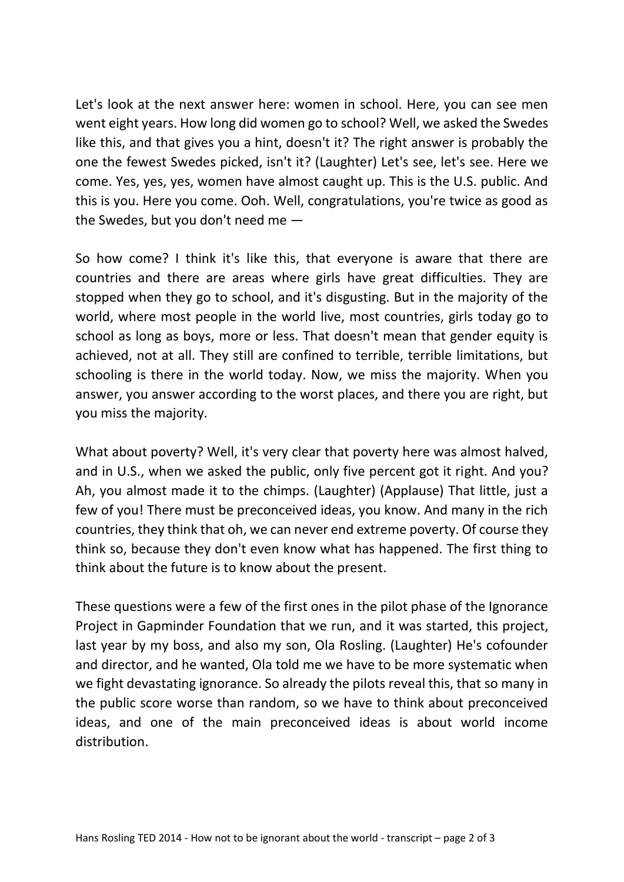Let's look at the next answer here: women in school. Here, you can see men went eight years. How long did women go to school? Well, we asked the Swedes like this, and that gives you a hint, doesn't it? The right answer is probably the one the fewest Swedes picked, isn't it? (Laughter) Let's see, let's see. Here we come. Yes, yes, yes, women have almost caught up. This is the U.S. public. And this is you. Here you come. Ooh. Well, congratulations, you're twice as good as the Swedes, but you don't need me —

So how come? I think it's like this, that everyone is aware that there are countries and there are areas where girls have great difficulties. They are stopped when they go to school, and it's disgusting. But in the majority of the world, where most people in the world live, most countries, girls today go to school as long as boys, more or less. That doesn't mean that gender equity is achieved, not at all. They still are confined to terrible, terrible limitations, but schooling is there in the world today. Now, we miss the majority. When you answer, you answer according to the worst places, and there you are right, but you miss the majority.

What about poverty? Well, it's very clear that poverty here was almost halved, and in U.S., when we asked the public, only five percent got it right. And you? Ah, you almost made it to the chimps. (Laughter) (Applause) That little, just a few of you! There must be preconceived ideas, you know. And many in the rich countries, they think that oh, we can never end extreme poverty. Of course they think so, because they don't even know what has happened. The first thing to think about the future is to know about the present.

These questions were a few of the first ones in the pilot phase of the Ignorance Project in Gapminder Foundation that we run, and it was started, this project, last year by my boss, and also my son, Ola Rosling. (Laughter) He's cofounder and director, and he wanted, Ola told me we have to be more systematic when we fight devastating ignorance. So already the pilots reveal this, that so many in the public score worse than random, so we have to think about preconceived ideas, and one of the main preconceived ideas is about world income distribution.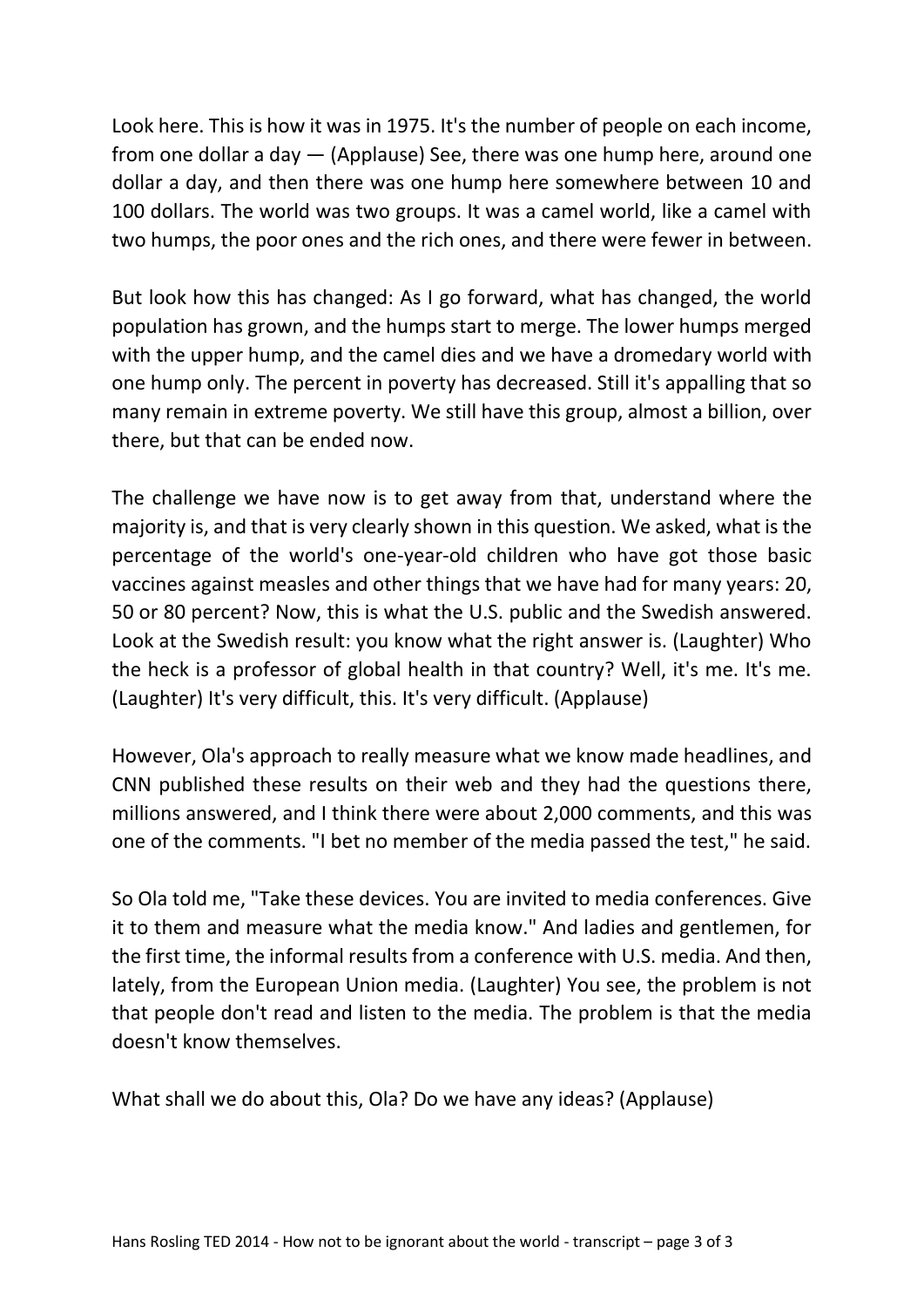Look here. This is how it was in 1975. It's the number of people on each income, from one dollar a day — (Applause) See, there was one hump here, around one dollar a day, and then there was one hump here somewhere between 10 and 100 dollars. The world was two groups. It was a camel world, like a camel with two humps, the poor ones and the rich ones, and there were fewer in between.

But look how this has changed: As I go forward, what has changed, the world population has grown, and the humps start to merge. The lower humps merged with the upper hump, and the camel dies and we have a dromedary world with one hump only. The percent in poverty has decreased. Still it's appalling that so many remain in extreme poverty. We still have this group, almost a billion, over there, but that can be ended now.

The challenge we have now is to get away from that, understand where the majority is, and that is very clearly shown in this question. We asked, what is the percentage of the world's one-year-old children who have got those basic vaccines against measles and other things that we have had for many years: 20, 50 or 80 percent? Now, this is what the U.S. public and the Swedish answered. Look at the Swedish result: you know what the right answer is. (Laughter) Who the heck is a professor of global health in that country? Well, it's me. It's me. (Laughter) It's very difficult, this. It's very difficult. (Applause)

However, Ola's approach to really measure what we know made headlines, and CNN published these results on their web and they had the questions there, millions answered, and I think there were about 2,000 comments, and this was one of the comments. "I bet no member of the media passed the test," he said.

So Ola told me, "Take these devices. You are invited to media conferences. Give it to them and measure what the media know." And ladies and gentlemen, for the first time, the informal results from a conference with U.S. media. And then, lately, from the European Union media. (Laughter) You see, the problem is not that people don't read and listen to the media. The problem is that the media doesn't know themselves.

What shall we do about this, Ola? Do we have any ideas? (Applause)